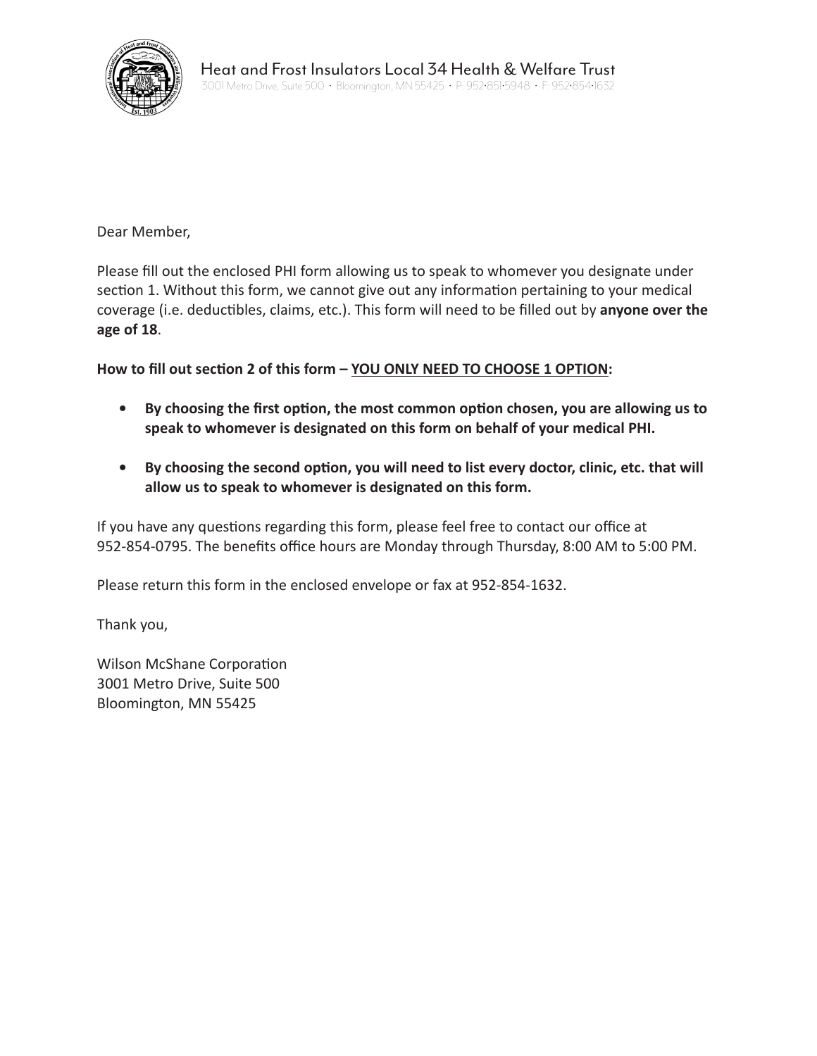Heat and Frost Insulators Local 34 Health & Welfare Trust
3001 Metro Drive, Suite 500 · Bloomington, MN 55425 · P: 952-851-5948 · F: 952-854-1632

Dear Member,

Please fill out the enclosed PHI form allowing us to speak to whomever you designate under section 1. Without this form, we cannot give out any information pertaining to your medical coverage (i.e. deductibles, claims, etc.). This form will need to be filled out by **anyone over the age of 18**.

**How to fill out section 2 of this form – <u>YOU ONLY NEED TO CHOOSE 1 OPTION</u>:**

- **By choosing the first option, the most common option chosen, you are allowing us to speak to whomever is designated on this form on behalf of your medical PHI.**
- **By choosing the second option, you will need to list every doctor, clinic, etc. that will allow us to speak to whomever is designated on this form.**

If you have any questions regarding this form, please feel free to contact our office at 952-854-0795. The benefits office hours are Monday through Thursday, 8:00 AM to 5:00 PM.

Please return this form in the enclosed envelope or fax at 952-854-1632.

Thank you,

Wilson McShane Corporation
3001 Metro Drive, Suite 500
Bloomington, MN 55425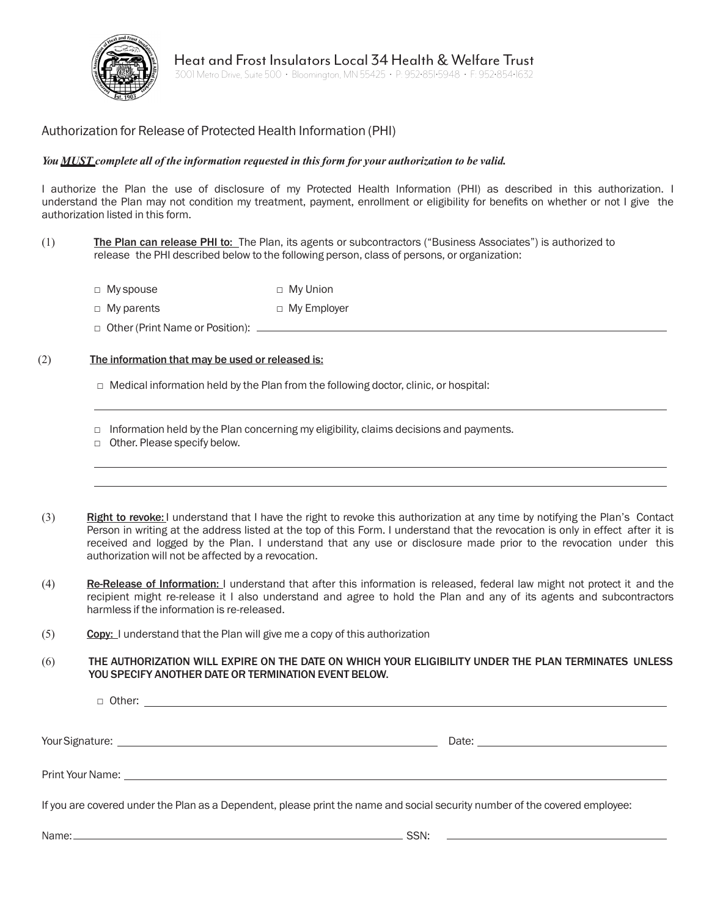# Heat and Frost Insulators Local 34 Health & Welfare Trust

3001 Metro Drive, Suite 500 · Bloomington, MN 55425 · P: 952-851-5948 · F: 952-854-1632

## Authorization for Release of Protected Health Information (PHI)

***You MUST complete all of the information requested in this form for your authorization to be valid.***

I authorize the Plan the use of disclosure of my Protected Health Information (PHI) as described in this authorization. I understand the Plan may not condition my treatment, payment, enrollment or eligibility for benefits on whether or not I give the authorization listed in this form.

(1) **The Plan can release PHI to:** The Plan, its agents or subcontractors ("Business Associates") is authorized to release the PHI described below to the following person, class of persons, or organization:

- □ My spouse
- □ My Union
- □ My parents
- □ My Employer
- □ Other (Print Name or Position): ____________________

(2) **The information that may be used or released is:**

- □ Medical information held by the Plan from the following doctor, clinic, or hospital:

____________________

- □ Information held by the Plan concerning my eligibility, claims decisions and payments.
- □ Other. Please specify below.

____________________

____________________

(3) **Right to revoke:** I understand that I have the right to revoke this authorization at any time by notifying the Plan's Contact Person in writing at the address listed at the top of this Form. I understand that the revocation is only in effect after it is received and logged by the Plan. I understand that any use or disclosure made prior to the revocation under this authorization will not be affected by a revocation.

(4) **Re-Release of Information:** I understand that after this information is released, federal law might not protect it and the recipient might re-release it I also understand and agree to hold the Plan and any of its agents and subcontractors harmless if the information is re-released.

(5) **Copy:** I understand that the Plan will give me a copy of this authorization

(6) THE AUTHORIZATION WILL EXPIRE ON THE DATE ON WHICH YOUR ELIGIBILITY UNDER THE PLAN TERMINATES UNLESS YOU SPECIFY ANOTHER DATE OR TERMINATION EVENT BELOW.

- □ Other: ____________________

Your Signature: ____________________ Date: ____________________

Print Your Name: ____________________

If you are covered under the Plan as a Dependent, please print the name and social security number of the covered employee:

Name: ____________________ SSN: ____________________